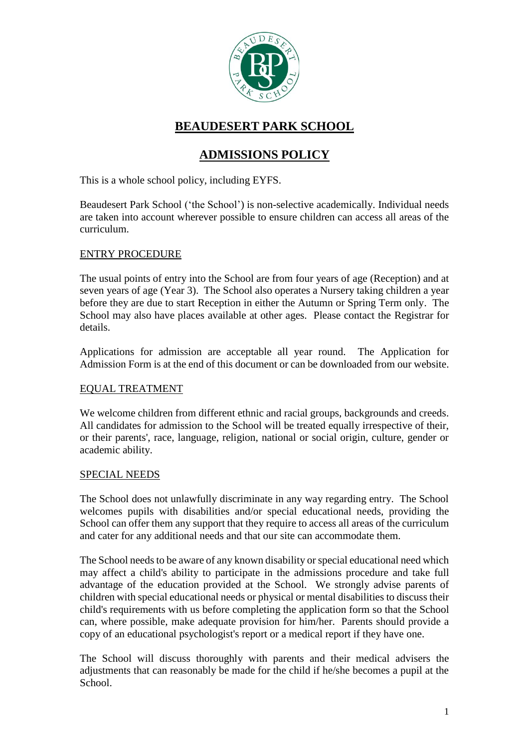# BEAUDESERT PARK SCHOOL

## ADMISSIONS POLICY

This is a whole school policy, including EYFS.

Beaudesert Park School ('the School') is non-selective academically. Individual needs are taken into account wherever possible to ensure children can access all areas of the curriculum.

### ENTRY PROCEDURE

The usual points of entry into the School are from four years of age (Reception) and at seven years of age (Year 3). The School also operates a Nursery taking children a year before they are due to start Reception in either the Autumn or Spring Term only. The School may also have places available at other ages. Please contact the Registrar for details.

Applications for admission are acceptable all year round. The Application for Admission Form is at the end of this document or can be downloaded from our website.

### EQUAL TREATMENT

We welcome children from different ethnic and racial groups, backgrounds and creeds. All candidates for admission to the School will be treated equally irrespective of their, or their parents', race, language, religion, national or social origin, culture, gender or academic ability.

### SPECIAL NEEDS

The School does not unlawfully discriminate in any way regarding entry. The School welcomes pupils with disabilities and/or special educational needs, providing the School can offer them any support that they require to access all areas of the curriculum and cater for any additional needs and that our site can accommodate them.

The School needs to be aware of any known disability or special educational need which may affect a child's ability to participate in the admissions procedure and take full advantage of the education provided at the School. We strongly advise parents of children with special educational needs or physical or mental disabilities to discuss their child's requirements with us before completing the application form so that the School can, where possible, make adequate provision for him/her. Parents should provide a copy of an educational psychologist's report or a medical report if they have one.

The School will discuss thoroughly with parents and their medical advisers the adjustments that can reasonably be made for the child if he/she becomes a pupil at the School.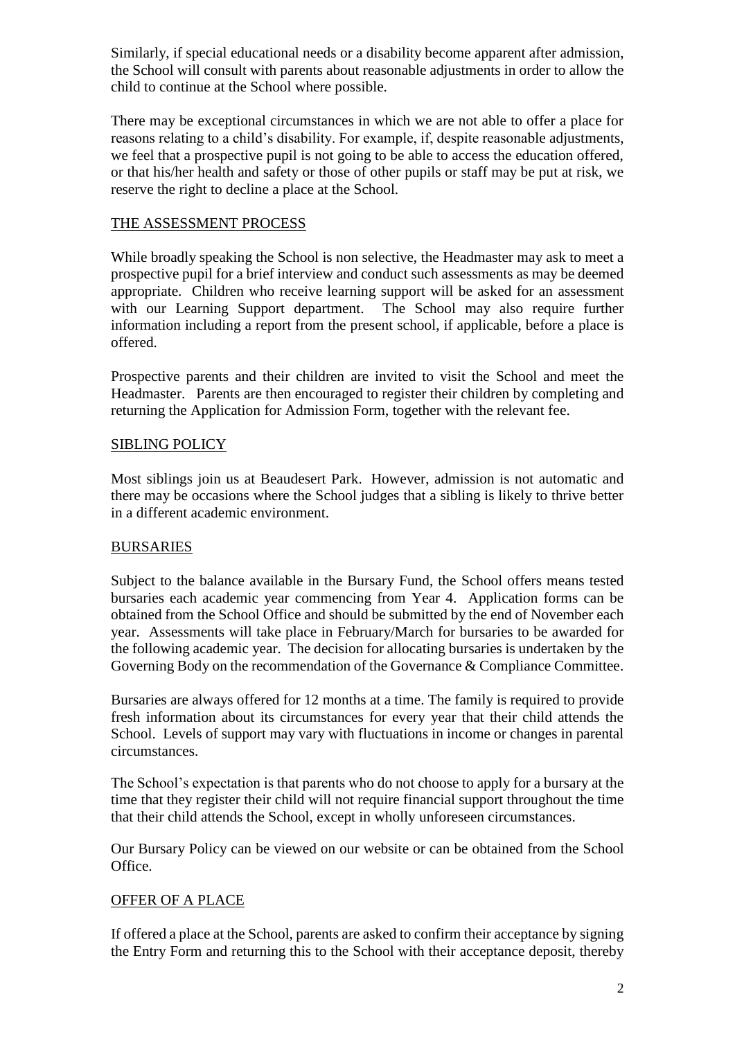Similarly, if special educational needs or a disability become apparent after admission, the School will consult with parents about reasonable adjustments in order to allow the child to continue at the School where possible.

There may be exceptional circumstances in which we are not able to offer a place for reasons relating to a child's disability. For example, if, despite reasonable adjustments, we feel that a prospective pupil is not going to be able to access the education offered, or that his/her health and safety or those of other pupils or staff may be put at risk, we reserve the right to decline a place at the School.

## THE ASSESSMENT PROCESS

While broadly speaking the School is non selective, the Headmaster may ask to meet a prospective pupil for a brief interview and conduct such assessments as may be deemed appropriate. Children who receive learning support will be asked for an assessment with our Learning Support department. The School may also require further information including a report from the present school, if applicable, before a place is offered.

Prospective parents and their children are invited to visit the School and meet the Headmaster. Parents are then encouraged to register their children by completing and returning the Application for Admission Form, together with the relevant fee.

## SIBLING POLICY

Most siblings join us at Beaudesert Park. However, admission is not automatic and there may be occasions where the School judges that a sibling is likely to thrive better in a different academic environment.

## BURSARIES

Subject to the balance available in the Bursary Fund, the School offers means tested bursaries each academic year commencing from Year 4. Application forms can be obtained from the School Office and should be submitted by the end of November each year. Assessments will take place in February/March for bursaries to be awarded for the following academic year. The decision for allocating bursaries is undertaken by the Governing Body on the recommendation of the Governance & Compliance Committee.

Bursaries are always offered for 12 months at a time. The family is required to provide fresh information about its circumstances for every year that their child attends the School. Levels of support may vary with fluctuations in income or changes in parental circumstances.

The School's expectation is that parents who do not choose to apply for a bursary at the time that they register their child will not require financial support throughout the time that their child attends the School, except in wholly unforeseen circumstances.

Our Bursary Policy can be viewed on our website or can be obtained from the School Office.

## OFFER OF A PLACE

If offered a place at the School, parents are asked to confirm their acceptance by signing the Entry Form and returning this to the School with their acceptance deposit, thereby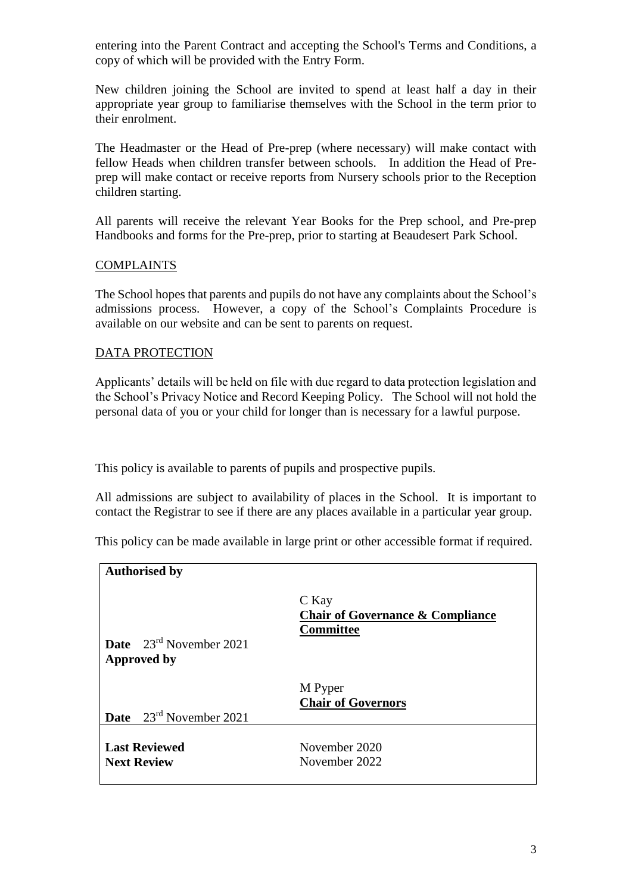entering into the Parent Contract and accepting the School's Terms and Conditions, a copy of which will be provided with the Entry Form.

New children joining the School are invited to spend at least half a day in their appropriate year group to familiarise themselves with the School in the term prior to their enrolment.

The Headmaster or the Head of Pre-prep (where necessary) will make contact with fellow Heads when children transfer between schools. In addition the Head of Pre-prep will make contact or receive reports from Nursery schools prior to the Reception children starting.

All parents will receive the relevant Year Books for the Prep school, and Pre-prep Handbooks and forms for the Pre-prep, prior to starting at Beaudesert Park School.

## COMPLAINTS

The School hopes that parents and pupils do not have any complaints about the School's admissions process. However, a copy of the School's Complaints Procedure is available on our website and can be sent to parents on request.

## DATA PROTECTION

Applicants' details will be held on file with due regard to data protection legislation and the School's Privacy Notice and Record Keeping Policy. The School will not hold the personal data of you or your child for longer than is necessary for a lawful purpose.

This policy is available to parents of pupils and prospective pupils.

All admissions are subject to availability of places in the School. It is important to contact the Registrar to see if there are any places available in a particular year group.

This policy can be made available in large print or other accessible format if required.

| **Authorised by** | |
|---|---|
| | C Kay<br>**Chair of Governance & Compliance Committee** |
| **Date** 23rd November 2021 | |
| **Approved by** | |
| | M Pyper<br>**Chair of Governors** |
| **Date** 23rd November 2021 | |
| **Last Reviewed** | November 2020 |
| **Next Review** | November 2022 |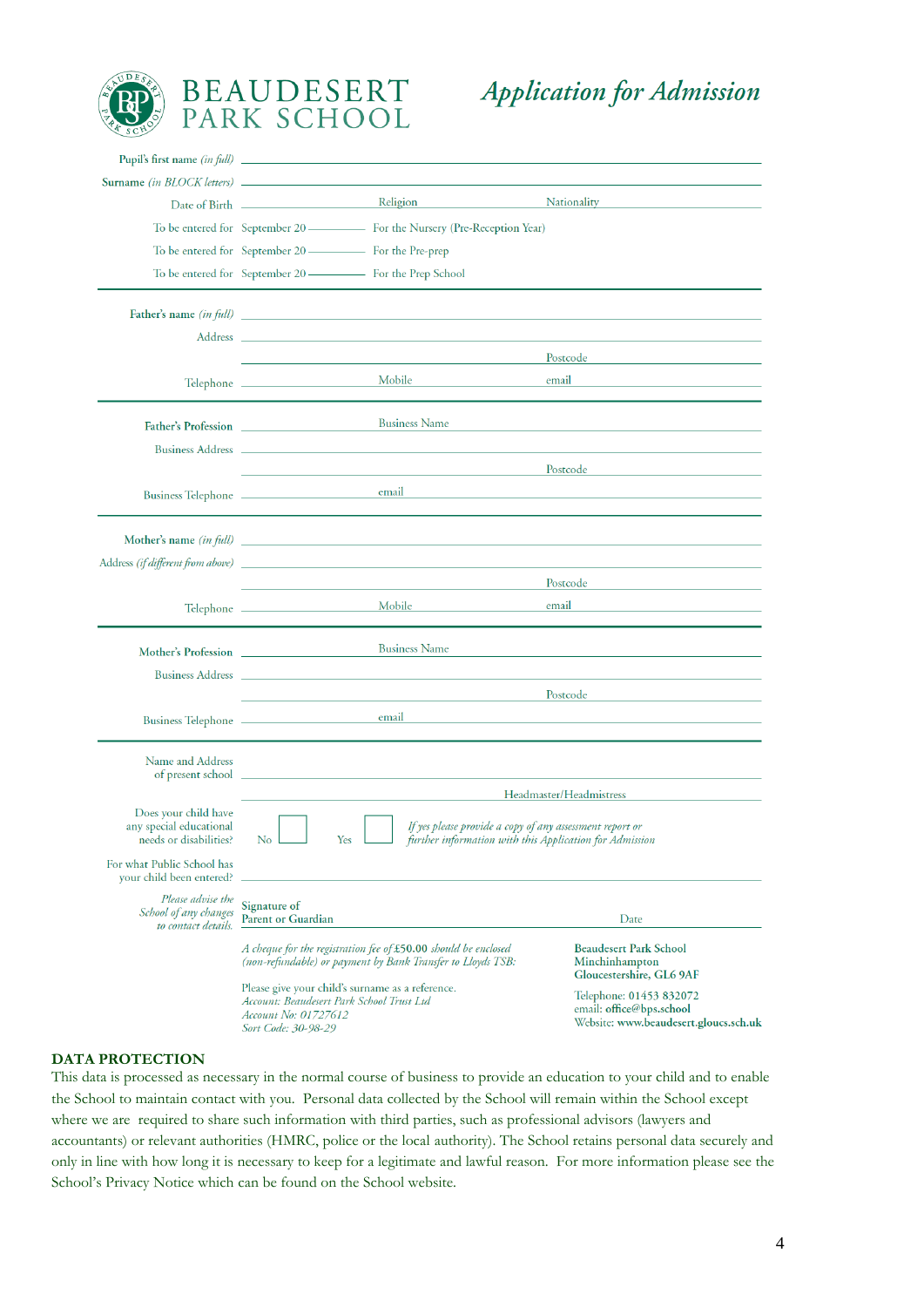# BEAUDESERT PARK SCHOOL

## *Application for Admission*

Pupil's first name *(in full)* ______________________________

Surname *(in BLOCK letters)* ______________________________

Date of Birth ____________ Religion ____________ Nationality ____________

To be entered for September 20 ______ For the Nursery (Pre-Reception Year)

To be entered for September 20 ______ For the Pre-prep

To be entered for September 20 ______ For the Prep School

---

Father's name *(in full)* ______________________________

Address ______________________________

______________________________ Postcode ____________

Telephone ____________ Mobile ____________ email ____________

---

Father's Profession ____________ Business Name ____________

Business Address ______________________________

______________________________ Postcode ____________

Business Telephone ____________ email ____________

---

Mother's name *(in full)* ______________________________

Address *(if different from above)* ______________________________

______________________________ Postcode ____________

Telephone ____________ Mobile ____________ email ____________

---

Mother's Profession ____________ Business Name ____________

Business Address ______________________________

______________________________ Postcode ____________

Business Telephone ____________ email ____________

---

Name and Address of present school ______________________________

______________________________ Headmaster/Headmistress ____________

Does your child have any special educational needs or disabilities? No ☐ Yes ☐ *If yes please provide a copy of any assessment report or further information with this Application for Admission*

For what Public School has your child been entered? ______________________________

*Please advise the School of any changes to contact details.* Signature of Parent or Guardian ______________________________ Date ____________

*A cheque for the registration fee of* **£50.00** *should be enclosed (non-refundable) or payment by Bank Transfer to Lloyds TSB:*

Please give your child's surname as a reference.
*Account: Beaudesert Park School Trust Ltd*
*Account No: 01727612*
*Sort Code: 30-98-29*

**Beaudesert Park School**
**Minchinhampton**
**Gloucestershire, GL6 9AF**

Telephone: 01453 832072
email: **office@bps.school**
Website: **www.beaudesert.gloucs.sch.uk**

## DATA PROTECTION

This data is processed as necessary in the normal course of business to provide an education to your child and to enable the School to maintain contact with you. Personal data collected by the School will remain within the School except where we are required to share such information with third parties, such as professional advisors (lawyers and accountants) or relevant authorities (HMRC, police or the local authority). The School retains personal data securely and only in line with how long it is necessary to keep for a legitimate and lawful reason. For more information please see the School's Privacy Notice which can be found on the School website.